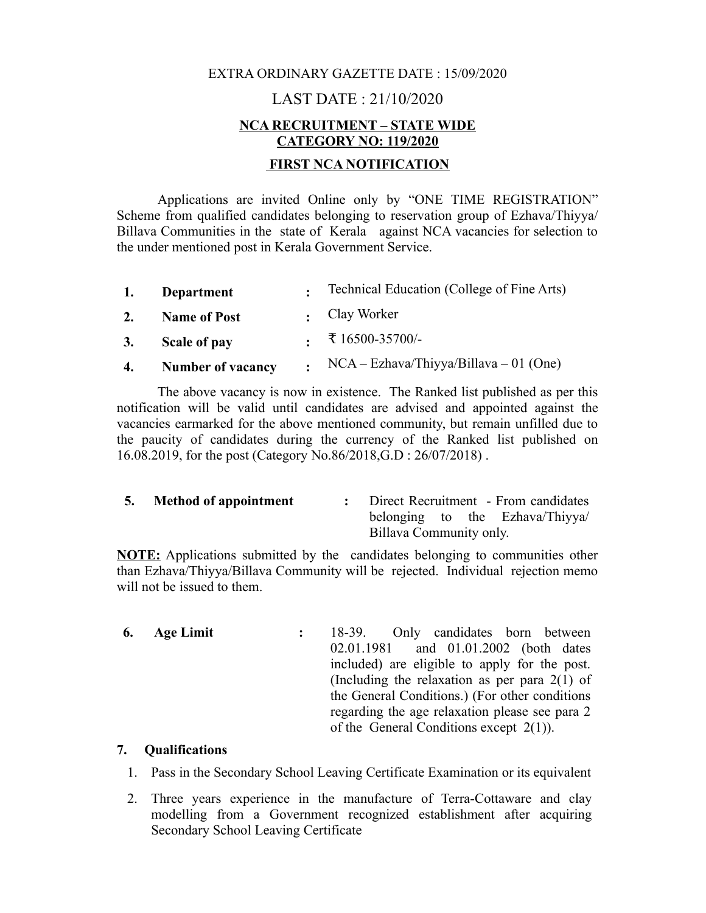EXTRA ORDINARY GAZETTE DATE : 15/09/2020

LAST DATE : 21/10/2020

**NCA RECRUITMENT – STATE WIDE**
**CATEGORY NO: 119/2020**

**FIRST NCA NOTIFICATION**

Applications are invited Online only by "ONE TIME REGISTRATION" Scheme from qualified candidates belonging to reservation group of Ezhava/Thiyya/ Billava Communities in the state of Kerala against NCA vacancies for selection to the under mentioned post in Kerala Government Service.

| | | | |
|---|---|---|---|
| **1.** | **Department** | **:** | Technical Education (College of Fine Arts) |
| **2.** | **Name of Post** | **:** | Clay Worker |
| **3.** | **Scale of pay** | **:** | ₹ 16500-35700/- |
| **4.** | **Number of vacancy** | **:** | NCA – Ezhava/Thiyya/Billava – 01 (One) |

The above vacancy is now in existence. The Ranked list published as per this notification will be valid until candidates are advised and appointed against the vacancies earmarked for the above mentioned community, but remain unfilled due to the paucity of candidates during the currency of the Ranked list published on 16.08.2019, for the post (Category No.86/2018,G.D : 26/07/2018) .

| | | | |
|---|---|---|---|
| **5.** | **Method of appointment** | **:** | Direct Recruitment - From candidates belonging to the Ezhava/Thiyya/ Billava Community only. |

**NOTE:** Applications submitted by the candidates belonging to communities other than Ezhava/Thiyya/Billava Community will be rejected. Individual rejection memo will not be issued to them.

| | | | |
|---|---|---|---|
| **6.** | **Age Limit** | **:** | 18-39. Only candidates born between 02.01.1981 and 01.01.2002 (both dates included) are eligible to apply for the post. (Including the relaxation as per para 2(1) of the General Conditions.) (For other conditions regarding the age relaxation please see para 2 of the General Conditions except 2(1)). |

**7. Qualifications**

1. Pass in the Secondary School Leaving Certificate Examination or its equivalent
2. Three years experience in the manufacture of Terra-Cottaware and clay modelling from a Government recognized establishment after acquiring Secondary School Leaving Certificate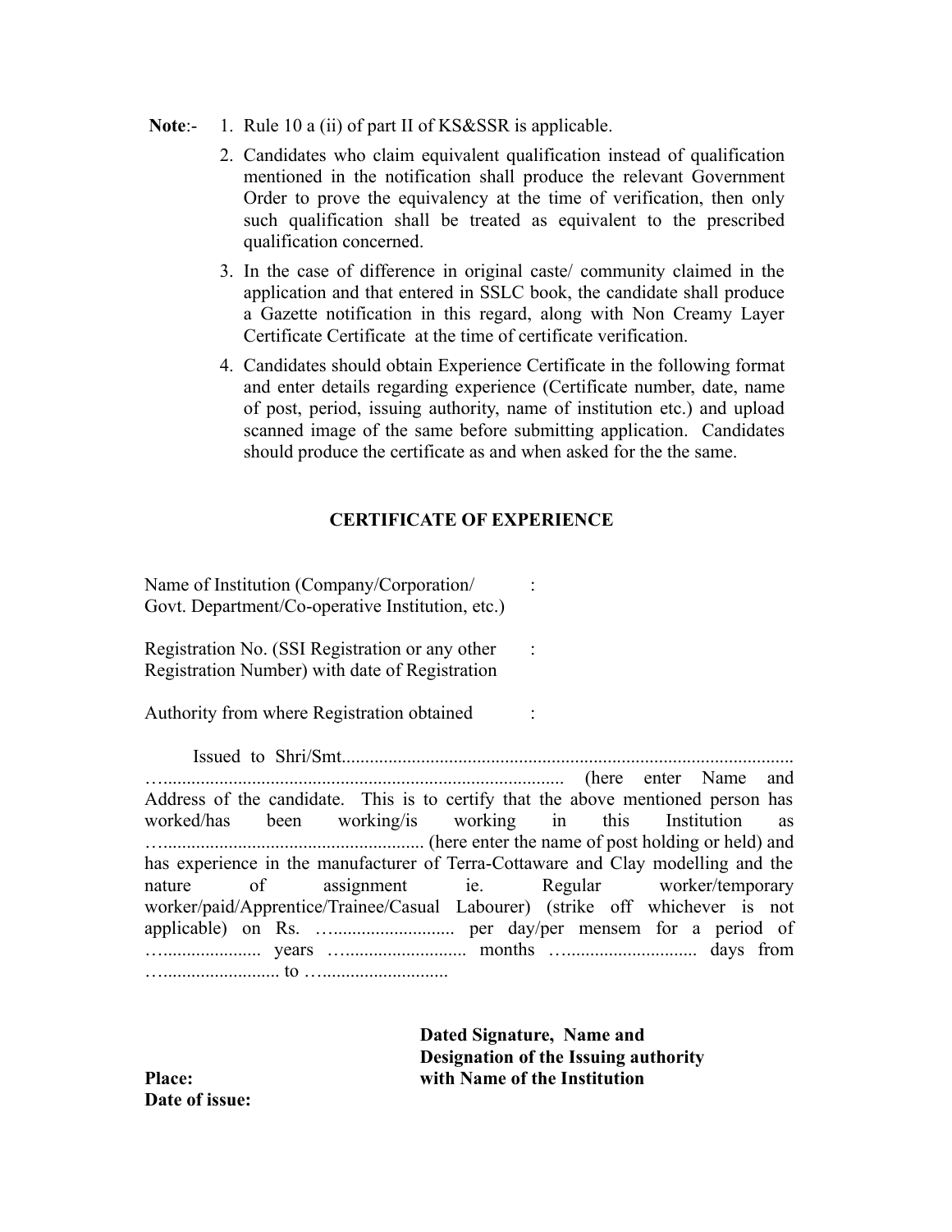**Note**:- 

1. Rule 10 a (ii) of part II of KS&SSR is applicable.
2. Candidates who claim equivalent qualification instead of qualification mentioned in the notification shall produce the relevant Government Order to prove the equivalency at the time of verification, then only such qualification shall be treated as equivalent to the prescribed qualification concerned.
3. In the case of difference in original caste/ community claimed in the application and that entered in SSLC book, the candidate shall produce a Gazette notification in this regard, along with Non Creamy Layer Certificate Certificate at the time of certificate verification.
4. Candidates should obtain Experience Certificate in the following format and enter details regarding experience (Certificate number, date, name of post, period, issuing authority, name of institution etc.) and upload scanned image of the same before submitting application. Candidates should produce the certificate as and when asked for the the same.

**CERTIFICATE OF EXPERIENCE**

Name of Institution (Company/Corporation/ Govt. Department/Co-operative Institution, etc.) :

Registration No. (SSI Registration or any other Registration Number) with date of Registration :

Authority from where Registration obtained :

Issued to Shri/Smt.................................................................................................. …...................................................................................... (here enter Name and Address of the candidate. This is to certify that the above mentioned person has worked/has been working/is working in this Institution as …....................................................... (here enter the name of post holding or held) and has experience in the manufacturer of Terra-Cottaware and Clay modelling and the nature of assignment ie. Regular worker/temporary worker/paid/Apprentice/Trainee/Casual Labourer) (strike off whichever is not applicable) on Rs. …......................... per day/per mensem for a period of …..................... years …......................... months …........................... days from …........................ to …..........................

**Dated Signature, Name and Designation of the Issuing authority with Name of the Institution**

**Place:**
**Date of issue:**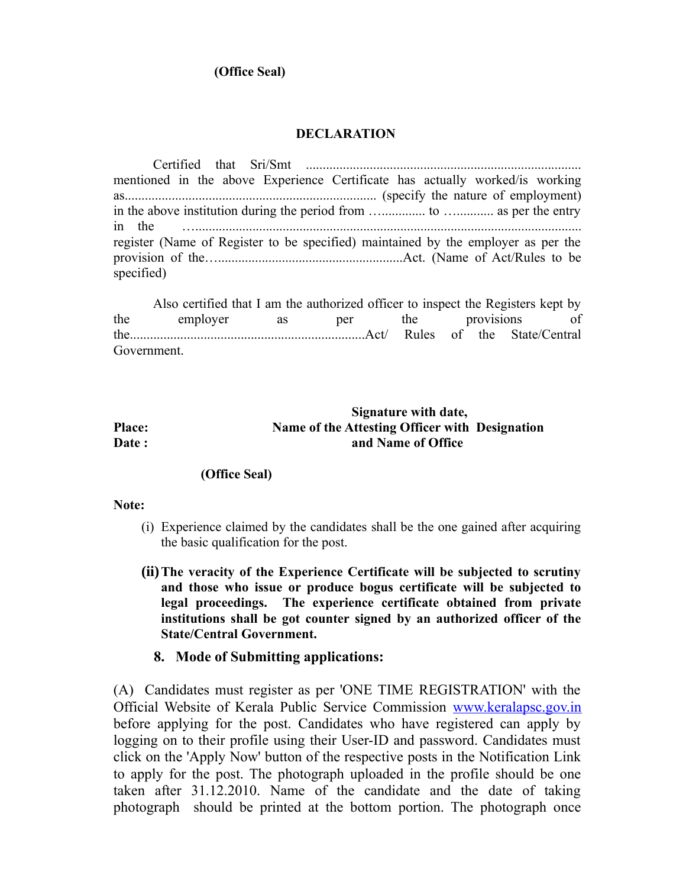**(Office Seal)**

**DECLARATION**

Certified that Sri/Smt .................................................................................. mentioned in the above Experience Certificate has actually worked/is working as.......................................................................... (specify the nature of employment) in the above institution during the period from …............ to …........... as per the entry in the …....................................................................................................................... register (Name of Register to be specified) maintained by the employer as per the provision of the…......................................................Act. (Name of Act/Rules to be specified)

Also certified that I am the authorized officer to inspect the Registers kept by the employer as per the provisions of the.....................................................................Act/ Rules of the State/Central Government.

**Place:**
**Date :**

**Signature with date,**
**Name of the Attesting Officer with Designation**
**and Name of Office**

**(Office Seal)**

**Note:**

(i) Experience claimed by the candidates shall be the one gained after acquiring the basic qualification for the post.

**(ii) The veracity of the Experience Certificate will be subjected to scrutiny and those who issue or produce bogus certificate will be subjected to legal proceedings. The experience certificate obtained from private institutions shall be got counter signed by an authorized officer of the State/Central Government.**

**8. Mode of Submitting applications:**

(A) Candidates must register as per 'ONE TIME REGISTRATION' with the Official Website of Kerala Public Service Commission www.keralapsc.gov.in before applying for the post. Candidates who have registered can apply by logging on to their profile using their User-ID and password. Candidates must click on the 'Apply Now' button of the respective posts in the Notification Link to apply for the post. The photograph uploaded in the profile should be one taken after 31.12.2010. Name of the candidate and the date of taking photograph should be printed at the bottom portion. The photograph once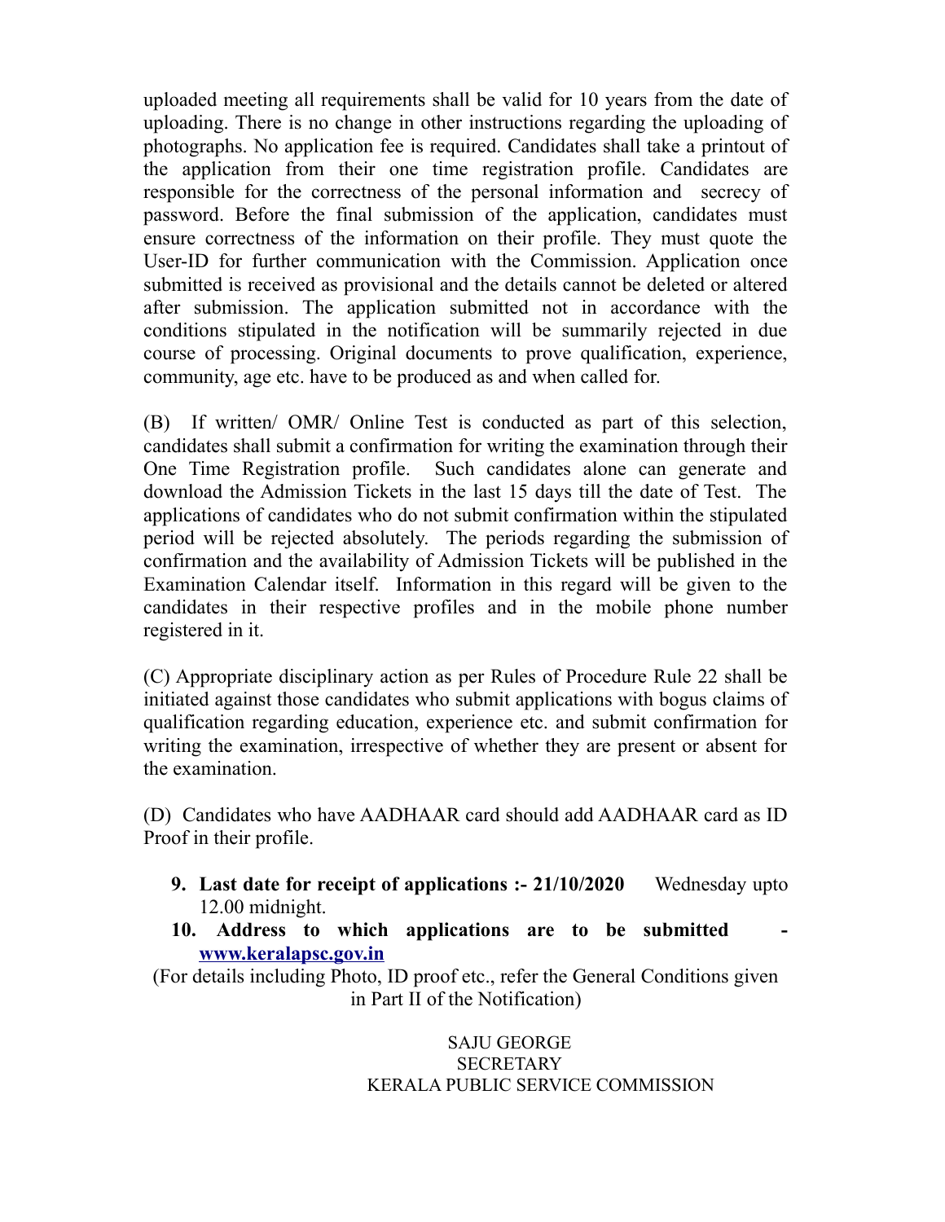uploaded meeting all requirements shall be valid for 10 years from the date of uploading. There is no change in other instructions regarding the uploading of photographs. No application fee is required. Candidates shall take a printout of the application from their one time registration profile. Candidates are responsible for the correctness of the personal information and secrecy of password. Before the final submission of the application, candidates must ensure correctness of the information on their profile. They must quote the User-ID for further communication with the Commission. Application once submitted is received as provisional and the details cannot be deleted or altered after submission. The application submitted not in accordance with the conditions stipulated in the notification will be summarily rejected in due course of processing. Original documents to prove qualification, experience, community, age etc. have to be produced as and when called for.

(B) If written/ OMR/ Online Test is conducted as part of this selection, candidates shall submit a confirmation for writing the examination through their One Time Registration profile. Such candidates alone can generate and download the Admission Tickets in the last 15 days till the date of Test. The applications of candidates who do not submit confirmation within the stipulated period will be rejected absolutely. The periods regarding the submission of confirmation and the availability of Admission Tickets will be published in the Examination Calendar itself. Information in this regard will be given to the candidates in their respective profiles and in the mobile phone number registered in it.

(C) Appropriate disciplinary action as per Rules of Procedure Rule 22 shall be initiated against those candidates who submit applications with bogus claims of qualification regarding education, experience etc. and submit confirmation for writing the examination, irrespective of whether they are present or absent for the examination.

(D) Candidates who have AADHAAR card should add AADHAAR card as ID Proof in their profile.

9. **Last date for receipt of applications :- 21/10/2020** Wednesday upto 12.00 midnight.
10. **Address to which applications are to be submitted - [www.keralapsc.gov.in](http://www.keralapsc.gov.in)**

(For details including Photo, ID proof etc., refer the General Conditions given in Part II of the Notification)

SAJU GEORGE
SECRETARY
KERALA PUBLIC SERVICE COMMISSION